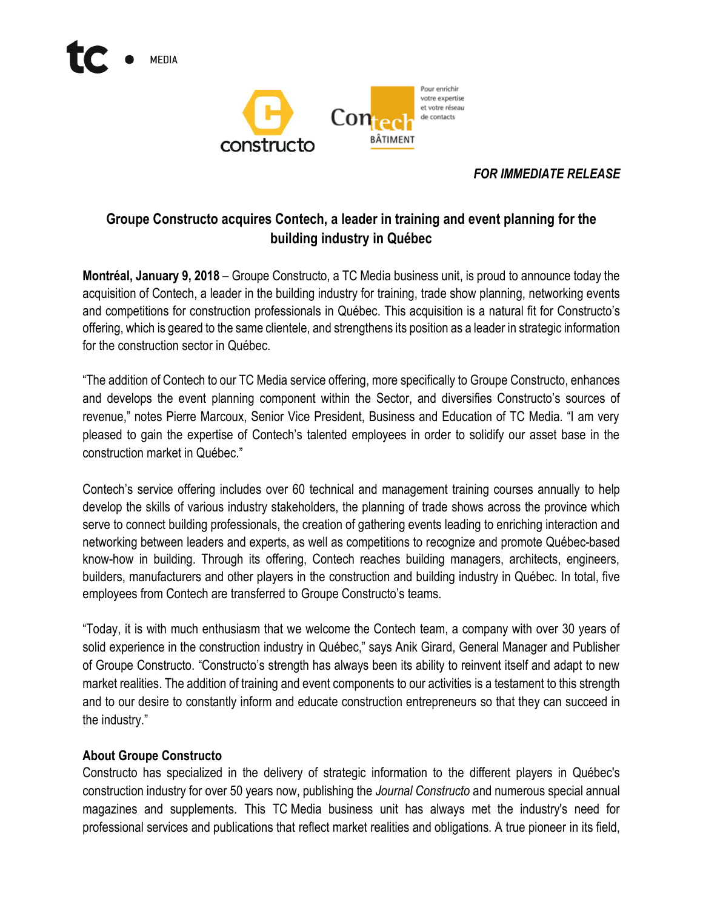*FOR IMMEDIATE RELEASE*

# Groupe Constructo acquires Contech, a leader in training and event planning for the building industry in Québec

**Montréal, January 9, 2018** – Groupe Constructo, a TC Media business unit, is proud to announce today the acquisition of Contech, a leader in the building industry for training, trade show planning, networking events and competitions for construction professionals in Québec. This acquisition is a natural fit for Constructo's offering, which is geared to the same clientele, and strengthens its position as a leader in strategic information for the construction sector in Québec.

"The addition of Contech to our TC Media service offering, more specifically to Groupe Constructo, enhances and develops the event planning component within the Sector, and diversifies Constructo's sources of revenue," notes Pierre Marcoux, Senior Vice President, Business and Education of TC Media. "I am very pleased to gain the expertise of Contech's talented employees in order to solidify our asset base in the construction market in Québec."

Contech's service offering includes over 60 technical and management training courses annually to help develop the skills of various industry stakeholders, the planning of trade shows across the province which serve to connect building professionals, the creation of gathering events leading to enriching interaction and networking between leaders and experts, as well as competitions to recognize and promote Québec-based know-how in building. Through its offering, Contech reaches building managers, architects, engineers, builders, manufacturers and other players in the construction and building industry in Québec. In total, five employees from Contech are transferred to Groupe Constructo's teams.

"Today, it is with much enthusiasm that we welcome the Contech team, a company with over 30 years of solid experience in the construction industry in Québec," says Anik Girard, General Manager and Publisher of Groupe Constructo. "Constructo's strength has always been its ability to reinvent itself and adapt to new market realities. The addition of training and event components to our activities is a testament to this strength and to our desire to constantly inform and educate construction entrepreneurs so that they can succeed in the industry."

**About Groupe Constructo**

Constructo has specialized in the delivery of strategic information to the different players in Québec's construction industry for over 50 years now, publishing the *Journal Constructo* and numerous special annual magazines and supplements. This TC Media business unit has always met the industry's need for professional services and publications that reflect market realities and obligations. A true pioneer in its field,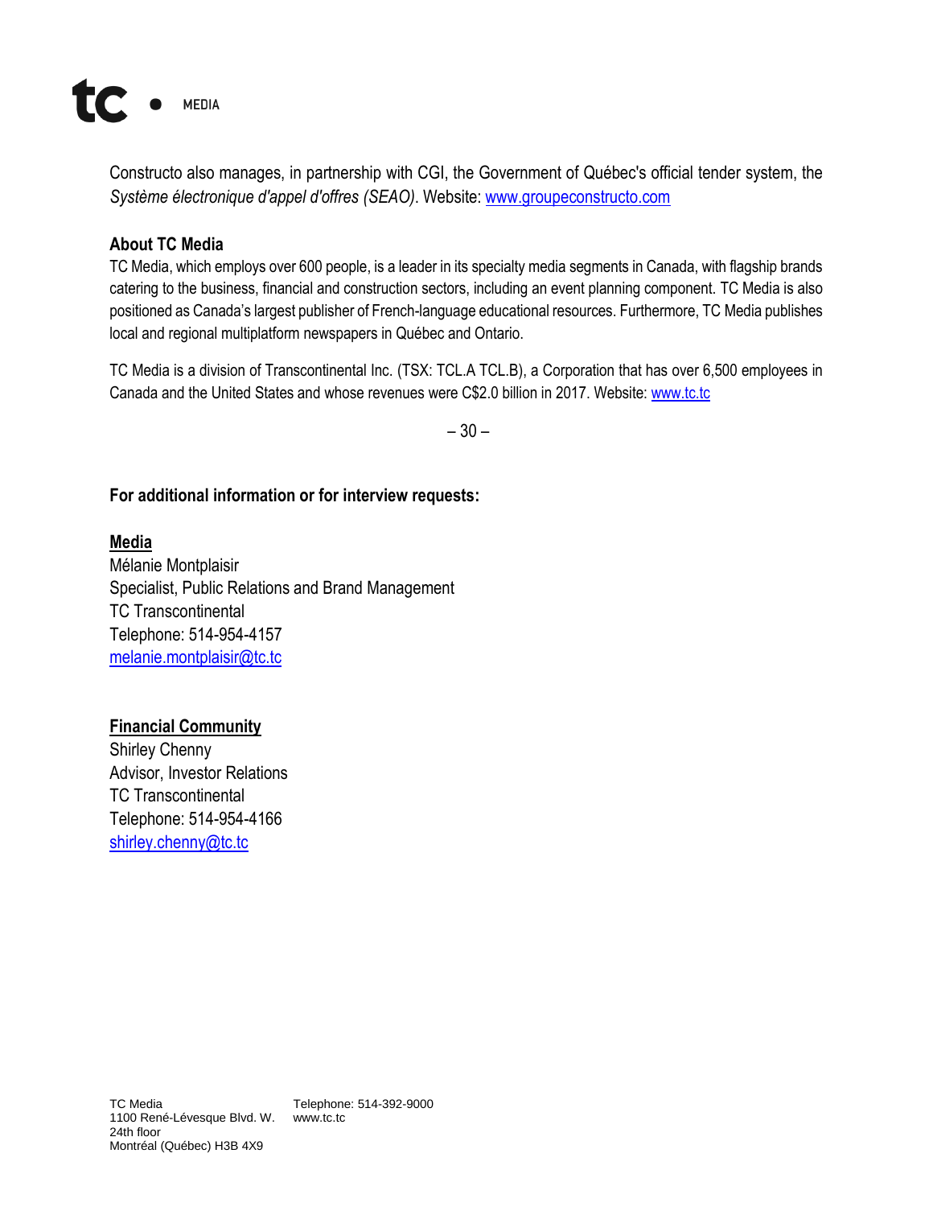Constructo also manages, in partnership with CGI, the Government of Québec's official tender system, the *Système électronique d'appel d'offres (SEAO)*. Website: www.groupeconstructo.com

**About TC Media**

TC Media, which employs over 600 people, is a leader in its specialty media segments in Canada, with flagship brands catering to the business, financial and construction sectors, including an event planning component. TC Media is also positioned as Canada's largest publisher of French-language educational resources. Furthermore, TC Media publishes local and regional multiplatform newspapers in Québec and Ontario.

TC Media is a division of Transcontinental Inc. (TSX: TCL.A TCL.B), a Corporation that has over 6,500 employees in Canada and the United States and whose revenues were C$2.0 billion in 2017. Website: www.tc.tc

– 30 –

**For additional information or for interview requests:**

**Media**
Mélanie Montplaisir
Specialist, Public Relations and Brand Management
TC Transcontinental
Telephone: 514-954-4157
melanie.montplaisir@tc.tc

**Financial Community**
Shirley Chenny
Advisor, Investor Relations
TC Transcontinental
Telephone: 514-954-4166
shirley.chenny@tc.tc

TC Media
1100 René-Lévesque Blvd. W.
24th floor
Montréal (Québec) H3B 4X9

Telephone: 514-392-9000
www.tc.tc